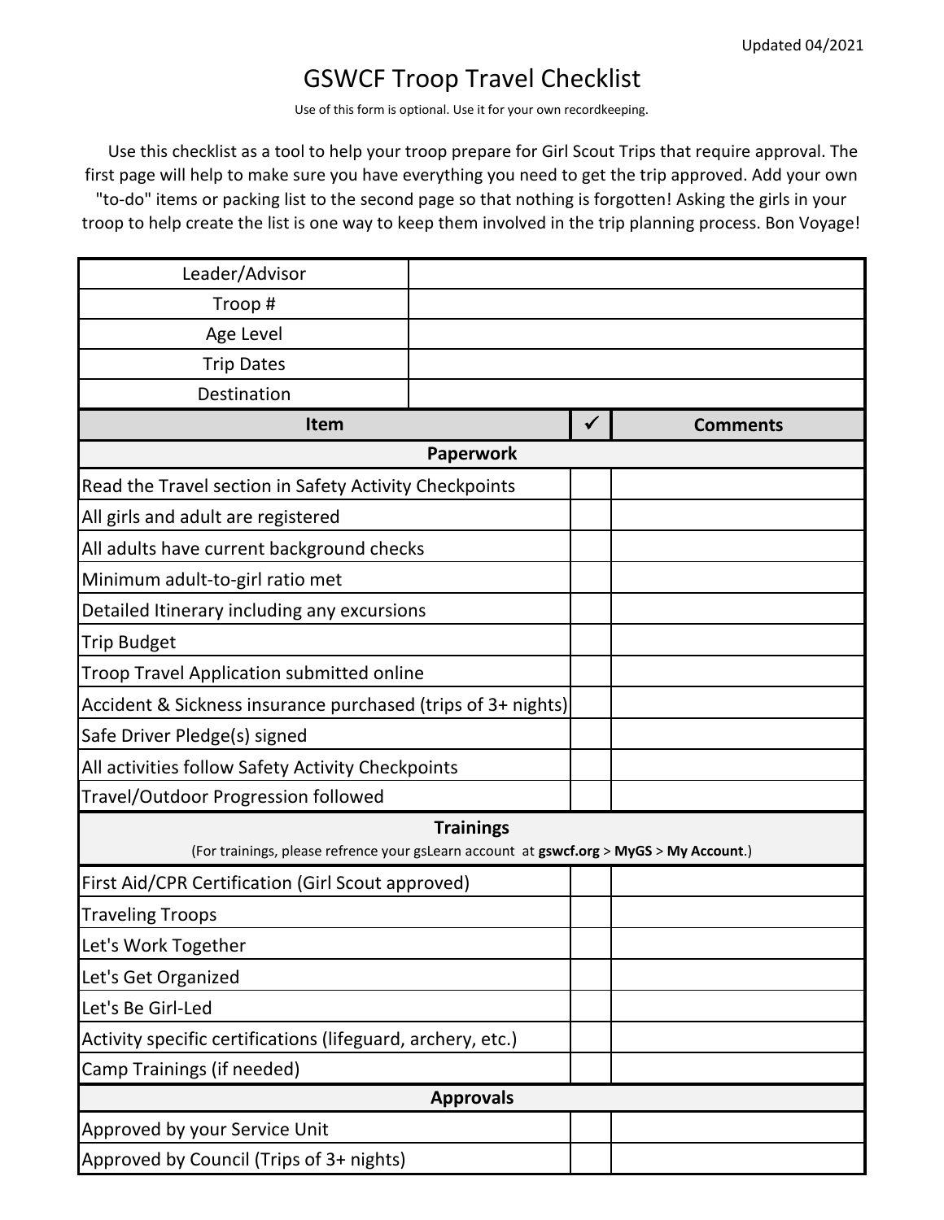Updated 04/2021

# GSWCF Troop Travel Checklist

Use of this form is optional. Use it for your own recordkeeping.

Use this checklist as a tool to help your troop prepare for Girl Scout Trips that require approval. The first page will help to make sure you have everything you need to get the trip approved. Add your own "to-do" items or packing list to the second page so that nothing is forgotten! Asking the girls in your troop to help create the list is one way to keep them involved in the trip planning process. Bon Voyage!

| | |
|---|---|
| Leader/Advisor | |
| Troop # | |
| Age Level | |
| Trip Dates | |
| Destination | |

| Item | ✓ | Comments |
|---|---|---|
| **Paperwork** | | |
| Read the Travel section in Safety Activity Checkpoints | | |
| All girls and adult are registered | | |
| All adults have current background checks | | |
| Minimum adult-to-girl ratio met | | |
| Detailed Itinerary including any excursions | | |
| Trip Budget | | |
| Troop Travel Application submitted online | | |
| Accident & Sickness insurance purchased (trips of 3+ nights) | | |
| Safe Driver Pledge(s) signed | | |
| All activities follow Safety Activity Checkpoints | | |
| Travel/Outdoor Progression followed | | |
| **Trainings** (For trainings, please refrence your gsLearn account at **gswcf.org** > **MyGS** > **My Account**.) | | |
| First Aid/CPR Certification (Girl Scout approved) | | |
| Traveling Troops | | |
| Let's Work Together | | |
| Let's Get Organized | | |
| Let's Be Girl-Led | | |
| Activity specific certifications (lifeguard, archery, etc.) | | |
| Camp Trainings (if needed) | | |
| **Approvals** | | |
| Approved by your Service Unit | | |
| Approved by Council (Trips of 3+ nights) | | |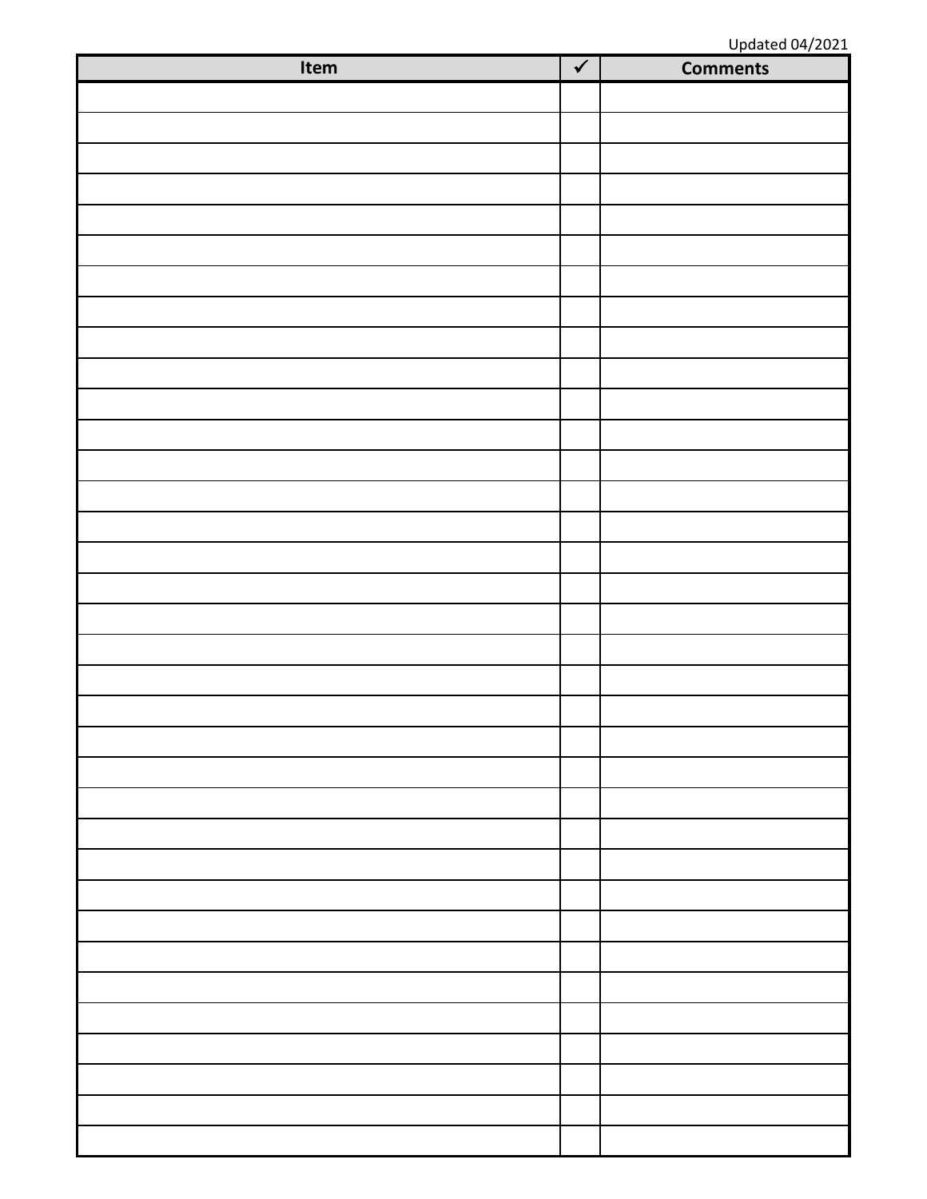Updated 04/2021

| Item | ✓ | Comments |
| --- | --- | --- |
| | | |
| | | |
| | | |
| | | |
| | | |
| | | |
| | | |
| | | |
| | | |
| | | |
| | | |
| | | |
| | | |
| | | |
| | | |
| | | |
| | | |
| | | |
| | | |
| | | |
| | | |
| | | |
| | | |
| | | |
| | | |
| | | |
| | | |
| | | |
| | | |
| | | |
| | | |
| | | |
| | | |
| | | |
| | | |